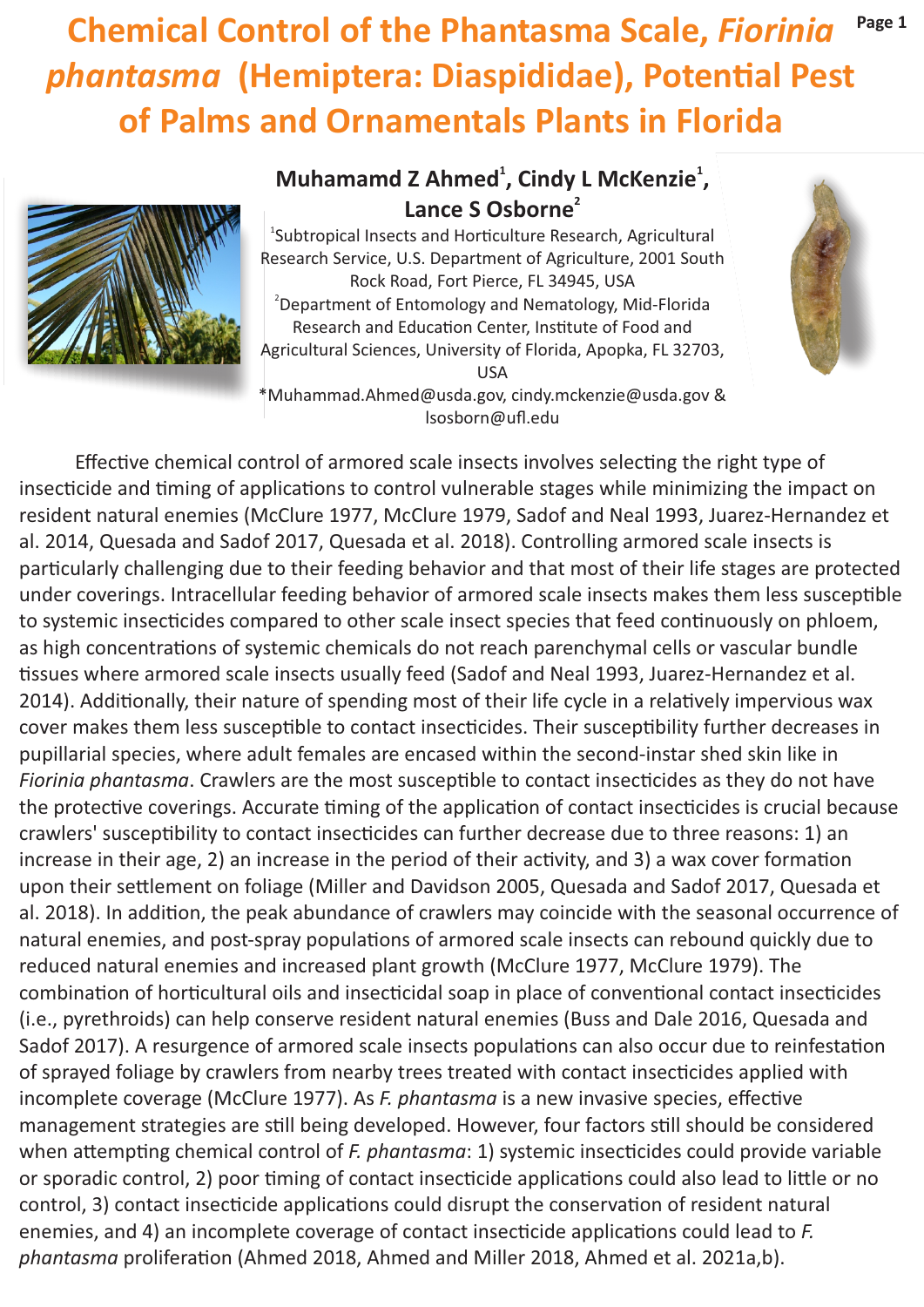# Chemical Control of the Phantasma Scale, *Fiorinia phantasma* (Hemiptera: Diaspididae), Potential Pest of Palms and Ornamentals Plants in Florida

**Muhamamd Z Ahmed[1], Cindy L McKenzie[1], Lance S Osborne[2]**

[1]Subtropical Insects and Horticulture Research, Agricultural Research Service, U.S. Department of Agriculture, 2001 South Rock Road, Fort Pierce, FL 34945, USA

[2]Department of Entomology and Nematology, Mid-Florida Research and Education Center, Institute of Food and Agricultural Sciences, University of Florida, Apopka, FL 32703, USA

*Muhammad.Ahmed@usda.gov, cindy.mckenzie@usda.gov & lsosborn@ufl.edu

Effective chemical control of armored scale insects involves selecting the right type of insecticide and timing of applications to control vulnerable stages while minimizing the impact on resident natural enemies (McClure 1977, McClure 1979, Sadof and Neal 1993, Juarez-Hernandez et al. 2014, Quesada and Sadof 2017, Quesada et al. 2018). Controlling armored scale insects is particularly challenging due to their feeding behavior and that most of their life stages are protected under coverings. Intracellular feeding behavior of armored scale insects makes them less susceptible to systemic insecticides compared to other scale insect species that feed continuously on phloem, as high concentrations of systemic chemicals do not reach parenchymal cells or vascular bundle tissues where armored scale insects usually feed (Sadof and Neal 1993, Juarez-Hernandez et al. 2014). Additionally, their nature of spending most of their life cycle in a relatively impervious wax cover makes them less susceptible to contact insecticides. Their susceptibility further decreases in pupillarial species, where adult females are encased within the second-instar shed skin like in *Fiorinia phantasma*. Crawlers are the most susceptible to contact insecticides as they do not have the protective coverings. Accurate timing of the application of contact insecticides is crucial because crawlers' susceptibility to contact insecticides can further decrease due to three reasons: 1) an increase in their age, 2) an increase in the period of their activity, and 3) a wax cover formation upon their settlement on foliage (Miller and Davidson 2005, Quesada and Sadof 2017, Quesada et al. 2018). In addition, the peak abundance of crawlers may coincide with the seasonal occurrence of natural enemies, and post-spray populations of armored scale insects can rebound quickly due to reduced natural enemies and increased plant growth (McClure 1977, McClure 1979). The combination of horticultural oils and insecticidal soap in place of conventional contact insecticides (i.e., pyrethroids) can help conserve resident natural enemies (Buss and Dale 2016, Quesada and Sadof 2017). A resurgence of armored scale insects populations can also occur due to reinfestation of sprayed foliage by crawlers from nearby trees treated with contact insecticides applied with incomplete coverage (McClure 1977). As *F. phantasma* is a new invasive species, effective management strategies are still being developed. However, four factors still should be considered when attempting chemical control of *F. phantasma*: 1) systemic insecticides could provide variable or sporadic control, 2) poor timing of contact insecticide applications could also lead to little or no control, 3) contact insecticide applications could disrupt the conservation of resident natural enemies, and 4) an incomplete coverage of contact insecticide applications could lead to *F. phantasma* proliferation (Ahmed 2018, Ahmed and Miller 2018, Ahmed et al. 2021a,b).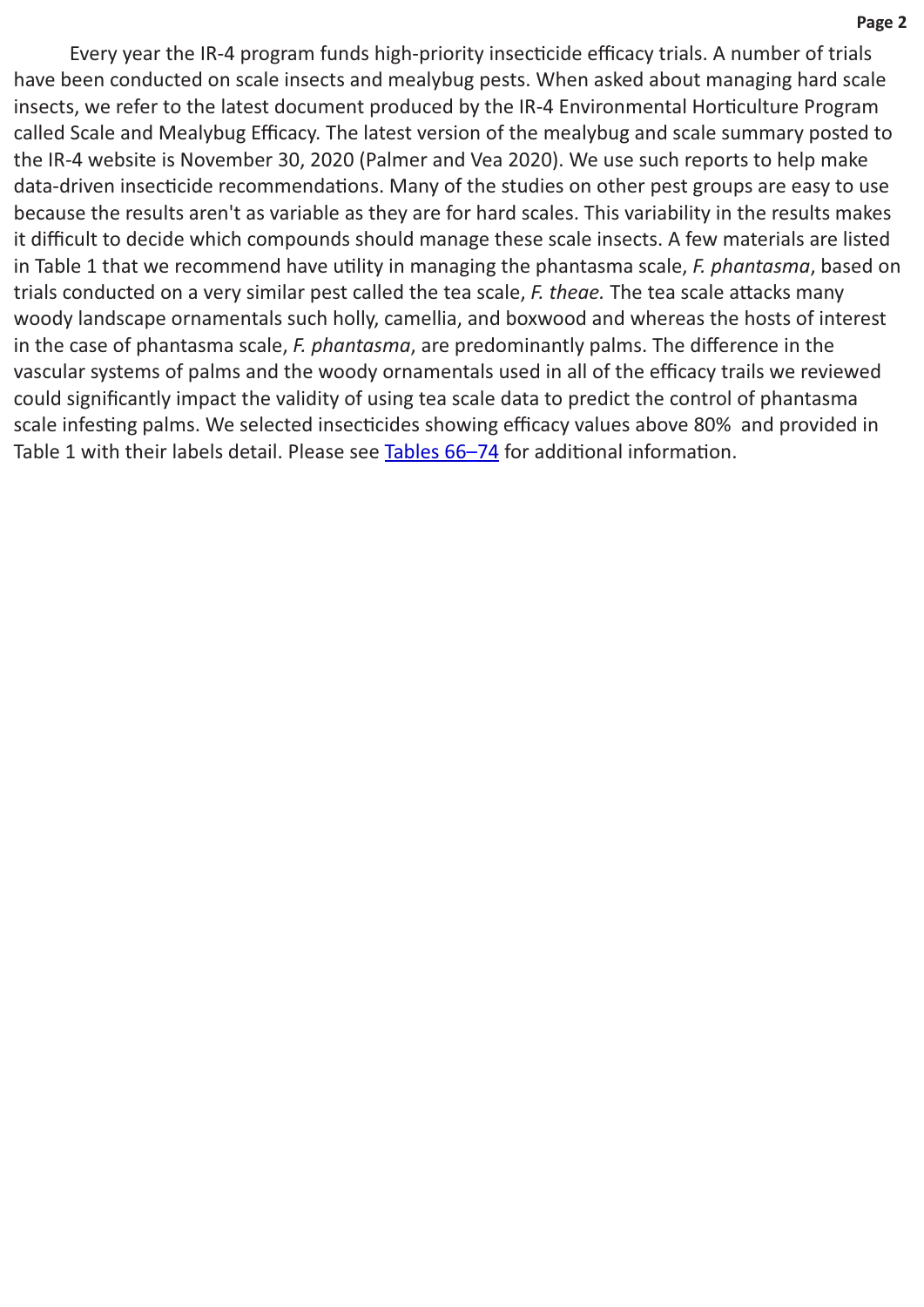Every year the IR-4 program funds high-priority insecticide efficacy trials. A number of trials have been conducted on scale insects and mealybug pests. When asked about managing hard scale insects, we refer to the latest document produced by the IR-4 Environmental Horticulture Program called Scale and Mealybug Efficacy. The latest version of the mealybug and scale summary posted to the IR-4 website is November 30, 2020 (Palmer and Vea 2020). We use such reports to help make data-driven insecticide recommendations. Many of the studies on other pest groups are easy to use because the results aren't as variable as they are for hard scales. This variability in the results makes it difficult to decide which compounds should manage these scale insects. A few materials are listed in Table 1 that we recommend have utility in managing the phantasma scale, *F. phantasma*, based on trials conducted on a very similar pest called the tea scale, *F. theae.* The tea scale attacks many woody landscape ornamentals such holly, camellia, and boxwood and whereas the hosts of interest in the case of phantasma scale, *F. phantasma*, are predominantly palms. The difference in the vascular systems of palms and the woody ornamentals used in all of the efficacy trails we reviewed could significantly impact the validity of using tea scale data to predict the control of phantasma scale infesting palms. We selected insecticides showing efficacy values above 80% and provided in Table 1 with their labels detail. Please see [Tables 66–74] for additional information.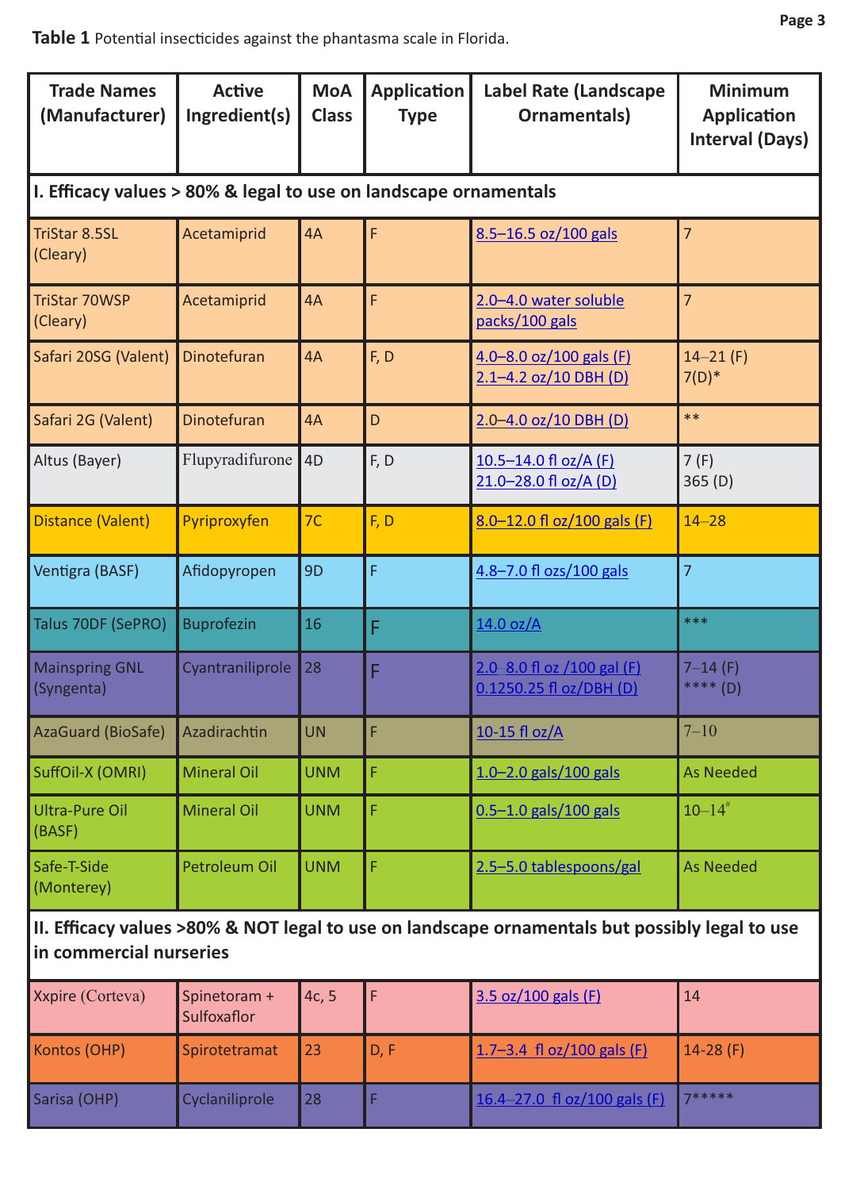**Table 1** Potential insecticides against the phantasma scale in Florida.

| Trade Names (Manufacturer) | Active Ingredient(s) | MoA Class | Application Type | Label Rate (Landscape Ornamentals) | Minimum Application Interval (Days) |
|---|---|---|---|---|---|
| **I. Efficacy values > 80% & legal to use on landscape ornamentals** | | | | | |
| TriStar 8.5SL (Cleary) | Acetamiprid | 4A | F | 8.5–16.5 oz/100 gals | 7 |
| TriStar 70WSP (Cleary) | Acetamiprid | 4A | F | 2.0–4.0 water soluble packs/100 gals | 7 |
| Safari 20SG (Valent) | Dinotefuran | 4A | F, D | 4.0–8.0 oz/100 gals (F) 2.1–4.2 oz/10 DBH (D) | 14–21 (F) 7(D)* |
| Safari 2G (Valent) | Dinotefuran | 4A | D | 2.0–4.0 oz/10 DBH (D) | ** |
| Altus (Bayer) | Flupyradifurone | 4D | F, D | 10.5–14.0 fl oz/A (F) 21.0–28.0 fl oz/A (D) | 7 (F) 365 (D) |
| Distance (Valent) | Pyriproxyfen | 7C | F, D | 8.0–12.0 fl oz/100 gals (F) | 14–28 |
| Ventigra (BASF) | Afidopyropen | 9D | F | 4.8–7.0 fl ozs/100 gals | 7 |
| Talus 70DF (SePRO) | Buprofezin | 16 | F | 14.0 oz/A | *** |
| Mainspring GNL (Syngenta) | Cyantraniliprole | 28 | F | 2.0–8.0 fl oz /100 gal (F) 0.1250.25 fl oz/DBH (D) | 7–14 (F) **** (D) |
| AzaGuard (BioSafe) | Azadirachtin | UN | F | 10-15 fl oz/A | 7–10 |
| SuffOil-X (OMRI) | Mineral Oil | UNM | F | 1.0–2.0 gals/100 gals | As Needed |
| Ultra-Pure Oil (BASF) | Mineral Oil | UNM | F | 0.5–1.0 gals/100 gals | 10–14[#] |
| Safe-T-Side (Monterey) | Petroleum Oil | UNM | F | 2.5–5.0 tablespoons/gal | As Needed |
| **II. Efficacy values >80% & NOT legal to use on landscape ornamentals but possibly legal to use in commercial nurseries** | | | | | |
| Xxpire (Corteva) | Spinetoram + Sulfoxaflor | 4c, 5 | F | 3.5 oz/100 gals (F) | 14 |
| Kontos (OHP) | Spirotetramat | 23 | D, F | 1.7–3.4 fl oz/100 gals (F) | 14-28 (F) |
| Sarisa (OHP) | Cyclaniliprole | 28 | F | 16.4–27.0 fl oz/100 gals (F) | 7***** |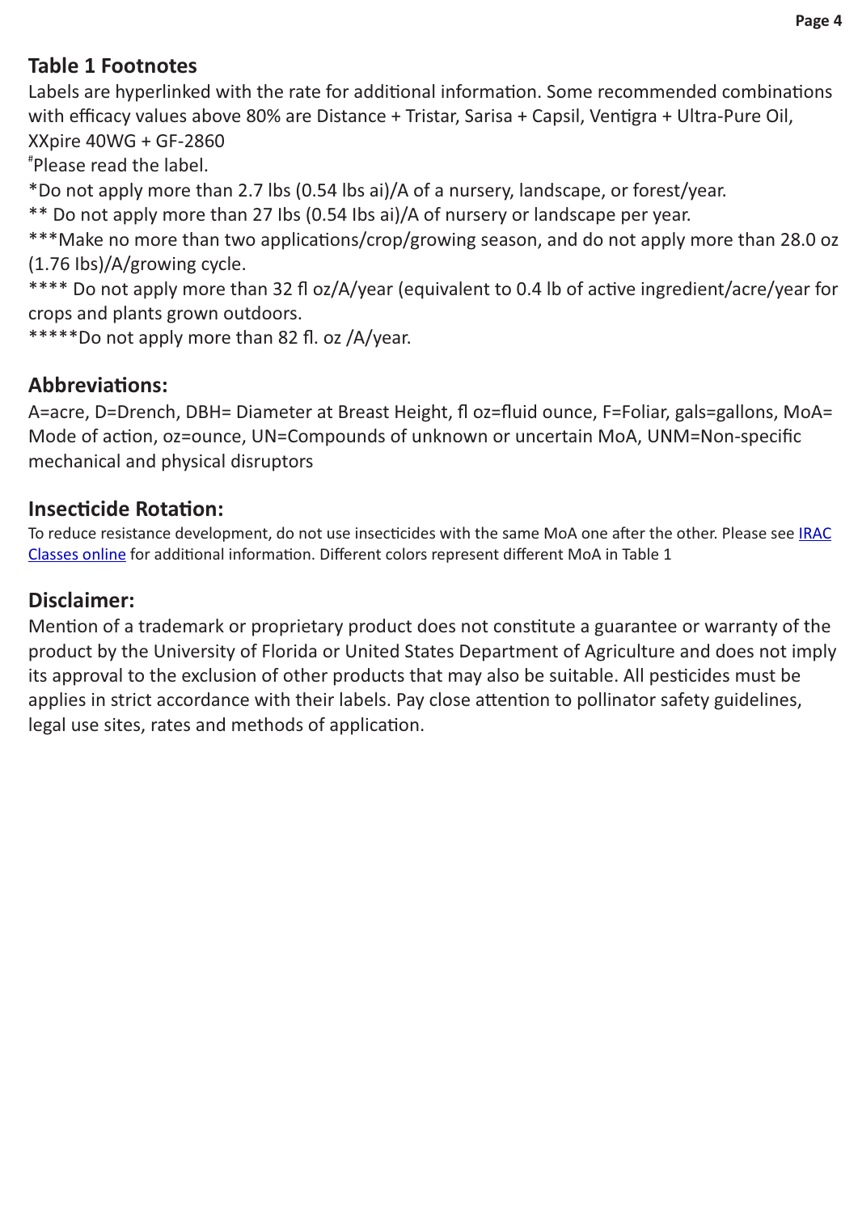## Table 1 Footnotes

Labels are hyperlinked with the rate for additional information. Some recommended combinations with efficacy values above 80% are Distance + Tristar, Sarisa + Capsil, Ventigra + Ultra-Pure Oil, XXpire 40WG + GF-2860

[#]Please read the label.

*Do not apply more than 2.7 lbs (0.54 lbs ai)/A of a nursery, landscape, or forest/year.

** Do not apply more than 27 Ibs (0.54 Ibs ai)/A of nursery or landscape per year.

***Make no more than two applications/crop/growing season, and do not apply more than 28.0 oz (1.76 Ibs)/A/growing cycle.

**** Do not apply more than 32 fl oz/A/year (equivalent to 0.4 lb of active ingredient/acre/year for crops and plants grown outdoors.

*****Do not apply more than 82 fl. oz /A/year.

## Abbreviations:

A=acre, D=Drench, DBH= Diameter at Breast Height, fl oz=fluid ounce, F=Foliar, gals=gallons, MoA= Mode of action, oz=ounce, UN=Compounds of unknown or uncertain MoA, UNM=Non-specific mechanical and physical disruptors

## Insecticide Rotation:

To reduce resistance development, do not use insecticides with the same MoA one after the other. Please see IRAC Classes online for additional information. Different colors represent different MoA in Table 1

## Disclaimer:

Mention of a trademark or proprietary product does not constitute a guarantee or warranty of the product by the University of Florida or United States Department of Agriculture and does not imply its approval to the exclusion of other products that may also be suitable. All pesticides must be applies in strict accordance with their labels. Pay close attention to pollinator safety guidelines, legal use sites, rates and methods of application.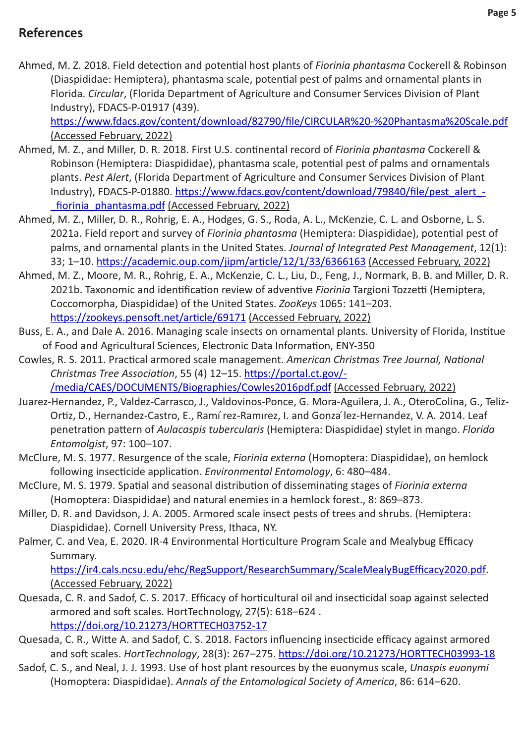## References

Ahmed, M. Z. 2018. Field detection and potential host plants of *Fiorinia phantasma* Cockerell & Robinson (Diaspididae: Hemiptera), phantasma scale, potential pest of palms and ornamental plants in Florida. *Circular*, (Florida Department of Agriculture and Consumer Services Division of Plant Industry), FDACS-P-01917 (439). https://www.fdacs.gov/content/download/82790/file/CIRCULAR%20-%20Phantasma%20Scale.pdf (Accessed February, 2022)

Ahmed, M. Z., and Miller, D. R. 2018. First U.S. continental record of *Fiorinia phantasma* Cockerell & Robinson (Hemiptera: Diaspididae), phantasma scale, potential pest of palms and ornamentals plants. *Pest Alert*, (Florida Department of Agriculture and Consumer Services Division of Plant Industry), FDACS-P-01880. https://www.fdacs.gov/content/download/79840/file/pest_alert_-_fiorinia_phantasma.pdf (Accessed February, 2022)

Ahmed, M. Z., Miller, D. R., Rohrig, E. A., Hodges, G. S., Roda, A. L., McKenzie, C. L. and Osborne, L. S. 2021a. Field report and survey of *Fiorinia phantasma* (Hemiptera: Diaspididae), potential pest of palms, and ornamental plants in the United States. *Journal of Integrated Pest Management*, 12(1): 33; 1–10. https://academic.oup.com/jipm/article/12/1/33/6366163 (Accessed February, 2022)

Ahmed, M. Z., Moore, M. R., Rohrig, E. A., McKenzie, C. L., Liu, D., Feng, J., Normark, B. B. and Miller, D. R. 2021b. Taxonomic and identification review of adventive *Fiorinia* Targioni Tozzetti (Hemiptera, Coccomorpha, Diaspididae) of the United States. *ZooKeys* 1065: 141–203. https://zookeys.pensoft.net/article/69171 (Accessed February, 2022)

Buss, E. A., and Dale A. 2016. Managing scale insects on ornamental plants. University of Florida, Institue of Food and Agricultural Sciences, Electronic Data Information, ENY-350

Cowles, R. S. 2011. Practical armored scale management. *American Christmas Tree Journal, National Christmas Tree Association*, 55 (4) 12–15. https://portal.ct.gov/-/media/CAES/DOCUMENTS/Biographies/Cowles2016pdf.pdf (Accessed February, 2022)

Juarez-Hernandez, P., Valdez-Carrasco, J., Valdovinos-Ponce, G. Mora-Aguilera, J. A., OteroColina, G., Teliz-Ortiz, D., Hernandez-Castro, E., Ramı́rez-Ramırez, I. and Gonza´lez-Hernandez, V. A. 2014. Leaf penetration pattern of *Aulacaspis tubercularis* (Hemiptera: Diaspididae) stylet in mango. *Florida Entomolgist*, 97: 100–107.

McClure, M. S. 1977. Resurgence of the scale, *Fiorinia externa* (Homoptera: Diaspididae), on hemlock following insecticide application. *Environmental Entomology*, 6: 480–484.

McClure, M. S. 1979. Spatial and seasonal distribution of disseminating stages of *Fiorinia externa* (Homoptera: Diaspididae) and natural enemies in a hemlock forest., 8: 869–873.

Miller, D. R. and Davidson, J. A. 2005. Armored scale insect pests of trees and shrubs. (Hemiptera: Diaspididae). Cornell University Press, Ithaca, NY.

Palmer, C. and Vea, E. 2020. IR-4 Environmental Horticulture Program Scale and Mealybug Efficacy Summary. https://ir4.cals.ncsu.edu/ehc/RegSupport/ResearchSummary/ScaleMealyBugEfficacy2020.pdf. (Accessed February, 2022)

Quesada, C. R. and Sadof, C. S. 2017. Efficacy of horticultural oil and insecticidal soap against selected armored and soft scales. HortTechnology, 27(5): 618–624 . https://doi.org/10.21273/HORTTECH03752-17

Quesada, C. R., Witte A. and Sadof, C. S. 2018. Factors influencing insecticide efficacy against armored and soft scales. *HortTechnology*, 28(3): 267–275. https://doi.org/10.21273/HORTTECH03993-18

Sadof, C. S., and Neal, J. J. 1993. Use of host plant resources by the euonymus scale, *Unaspis euonymi* (Homoptera: Diaspididae). *Annals of the Entomological Society of America*, 86: 614–620.